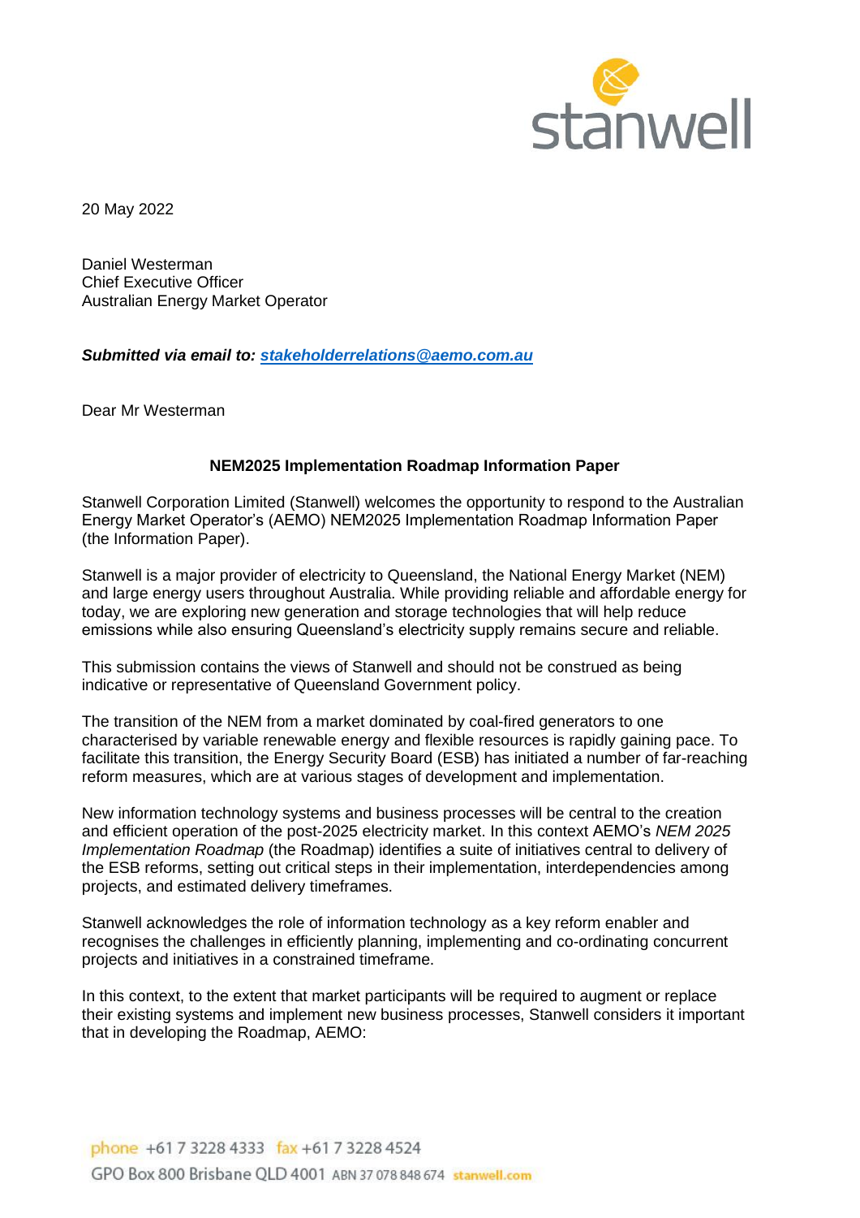20 May 2022

Daniel Westerman
Chief Executive Officer
Australian Energy Market Operator

***Submitted via email to: [stakeholderrelations@aemo.com.au](mailto:stakeholderrelations@aemo.com.au)***

Dear Mr Westerman

**NEM2025 Implementation Roadmap Information Paper**

Stanwell Corporation Limited (Stanwell) welcomes the opportunity to respond to the Australian Energy Market Operator's (AEMO) NEM2025 Implementation Roadmap Information Paper (the Information Paper).

Stanwell is a major provider of electricity to Queensland, the National Energy Market (NEM) and large energy users throughout Australia. While providing reliable and affordable energy for today, we are exploring new generation and storage technologies that will help reduce emissions while also ensuring Queensland's electricity supply remains secure and reliable.

This submission contains the views of Stanwell and should not be construed as being indicative or representative of Queensland Government policy.

The transition of the NEM from a market dominated by coal-fired generators to one characterised by variable renewable energy and flexible resources is rapidly gaining pace. To facilitate this transition, the Energy Security Board (ESB) has initiated a number of far-reaching reform measures, which are at various stages of development and implementation.

New information technology systems and business processes will be central to the creation and efficient operation of the post-2025 electricity market. In this context AEMO's *NEM 2025 Implementation Roadmap* (the Roadmap) identifies a suite of initiatives central to delivery of the ESB reforms, setting out critical steps in their implementation, interdependencies among projects, and estimated delivery timeframes.

Stanwell acknowledges the role of information technology as a key reform enabler and recognises the challenges in efficiently planning, implementing and co-ordinating concurrent projects and initiatives in a constrained timeframe.

In this context, to the extent that market participants will be required to augment or replace their existing systems and implement new business processes, Stanwell considers it important that in developing the Roadmap, AEMO: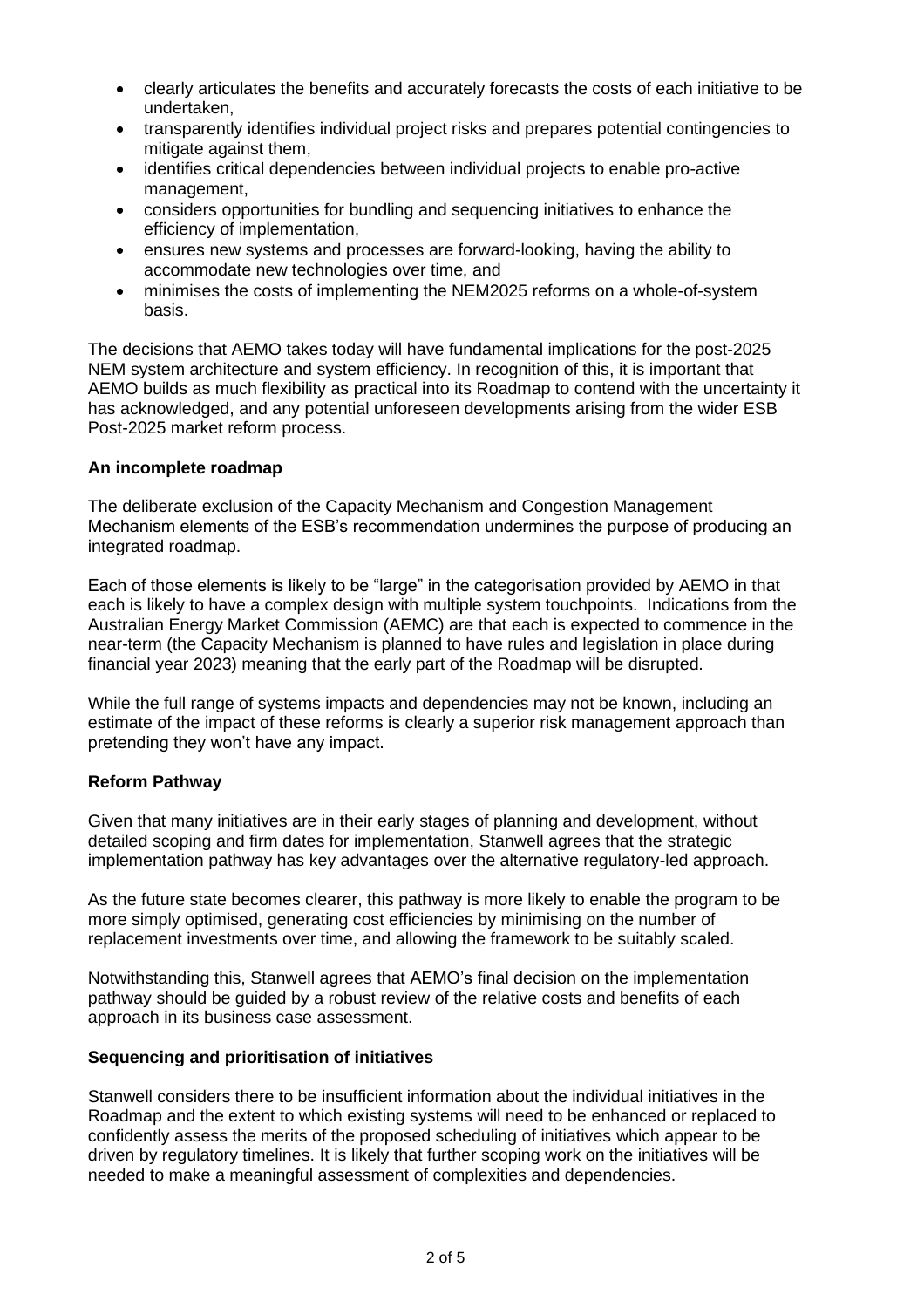- clearly articulates the benefits and accurately forecasts the costs of each initiative to be undertaken,
- transparently identifies individual project risks and prepares potential contingencies to mitigate against them,
- identifies critical dependencies between individual projects to enable pro-active management,
- considers opportunities for bundling and sequencing initiatives to enhance the efficiency of implementation,
- ensures new systems and processes are forward-looking, having the ability to accommodate new technologies over time, and
- minimises the costs of implementing the NEM2025 reforms on a whole-of-system basis.

The decisions that AEMO takes today will have fundamental implications for the post-2025 NEM system architecture and system efficiency. In recognition of this, it is important that AEMO builds as much flexibility as practical into its Roadmap to contend with the uncertainty it has acknowledged, and any potential unforeseen developments arising from the wider ESB Post-2025 market reform process.

**An incomplete roadmap**

The deliberate exclusion of the Capacity Mechanism and Congestion Management Mechanism elements of the ESB's recommendation undermines the purpose of producing an integrated roadmap.

Each of those elements is likely to be "large" in the categorisation provided by AEMO in that each is likely to have a complex design with multiple system touchpoints. Indications from the Australian Energy Market Commission (AEMC) are that each is expected to commence in the near-term (the Capacity Mechanism is planned to have rules and legislation in place during financial year 2023) meaning that the early part of the Roadmap will be disrupted.

While the full range of systems impacts and dependencies may not be known, including an estimate of the impact of these reforms is clearly a superior risk management approach than pretending they won't have any impact.

**Reform Pathway**

Given that many initiatives are in their early stages of planning and development, without detailed scoping and firm dates for implementation, Stanwell agrees that the strategic implementation pathway has key advantages over the alternative regulatory-led approach.

As the future state becomes clearer, this pathway is more likely to enable the program to be more simply optimised, generating cost efficiencies by minimising on the number of replacement investments over time, and allowing the framework to be suitably scaled.

Notwithstanding this, Stanwell agrees that AEMO's final decision on the implementation pathway should be guided by a robust review of the relative costs and benefits of each approach in its business case assessment.

**Sequencing and prioritisation of initiatives**

Stanwell considers there to be insufficient information about the individual initiatives in the Roadmap and the extent to which existing systems will need to be enhanced or replaced to confidently assess the merits of the proposed scheduling of initiatives which appear to be driven by regulatory timelines. It is likely that further scoping work on the initiatives will be needed to make a meaningful assessment of complexities and dependencies.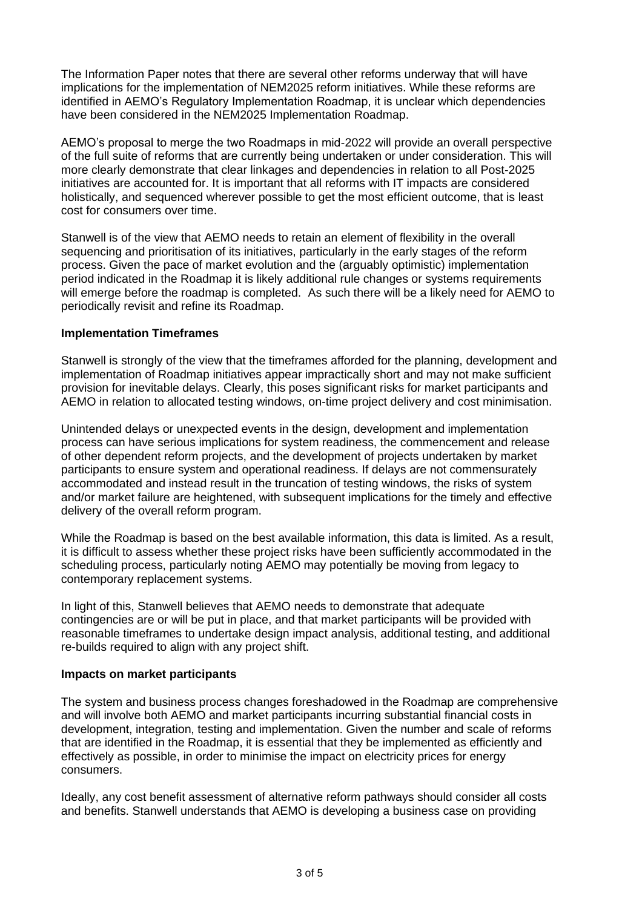The Information Paper notes that there are several other reforms underway that will have implications for the implementation of NEM2025 reform initiatives. While these reforms are identified in AEMO's Regulatory Implementation Roadmap, it is unclear which dependencies have been considered in the NEM2025 Implementation Roadmap.

AEMO's proposal to merge the two Roadmaps in mid-2022 will provide an overall perspective of the full suite of reforms that are currently being undertaken or under consideration. This will more clearly demonstrate that clear linkages and dependencies in relation to all Post-2025 initiatives are accounted for. It is important that all reforms with IT impacts are considered holistically, and sequenced wherever possible to get the most efficient outcome, that is least cost for consumers over time.

Stanwell is of the view that AEMO needs to retain an element of flexibility in the overall sequencing and prioritisation of its initiatives, particularly in the early stages of the reform process. Given the pace of market evolution and the (arguably optimistic) implementation period indicated in the Roadmap it is likely additional rule changes or systems requirements will emerge before the roadmap is completed. As such there will be a likely need for AEMO to periodically revisit and refine its Roadmap.

**Implementation Timeframes**

Stanwell is strongly of the view that the timeframes afforded for the planning, development and implementation of Roadmap initiatives appear impractically short and may not make sufficient provision for inevitable delays. Clearly, this poses significant risks for market participants and AEMO in relation to allocated testing windows, on-time project delivery and cost minimisation.

Unintended delays or unexpected events in the design, development and implementation process can have serious implications for system readiness, the commencement and release of other dependent reform projects, and the development of projects undertaken by market participants to ensure system and operational readiness. If delays are not commensurately accommodated and instead result in the truncation of testing windows, the risks of system and/or market failure are heightened, with subsequent implications for the timely and effective delivery of the overall reform program.

While the Roadmap is based on the best available information, this data is limited. As a result, it is difficult to assess whether these project risks have been sufficiently accommodated in the scheduling process, particularly noting AEMO may potentially be moving from legacy to contemporary replacement systems.

In light of this, Stanwell believes that AEMO needs to demonstrate that adequate contingencies are or will be put in place, and that market participants will be provided with reasonable timeframes to undertake design impact analysis, additional testing, and additional re-builds required to align with any project shift.

**Impacts on market participants**

The system and business process changes foreshadowed in the Roadmap are comprehensive and will involve both AEMO and market participants incurring substantial financial costs in development, integration, testing and implementation. Given the number and scale of reforms that are identified in the Roadmap, it is essential that they be implemented as efficiently and effectively as possible, in order to minimise the impact on electricity prices for energy consumers.

Ideally, any cost benefit assessment of alternative reform pathways should consider all costs and benefits. Stanwell understands that AEMO is developing a business case on providing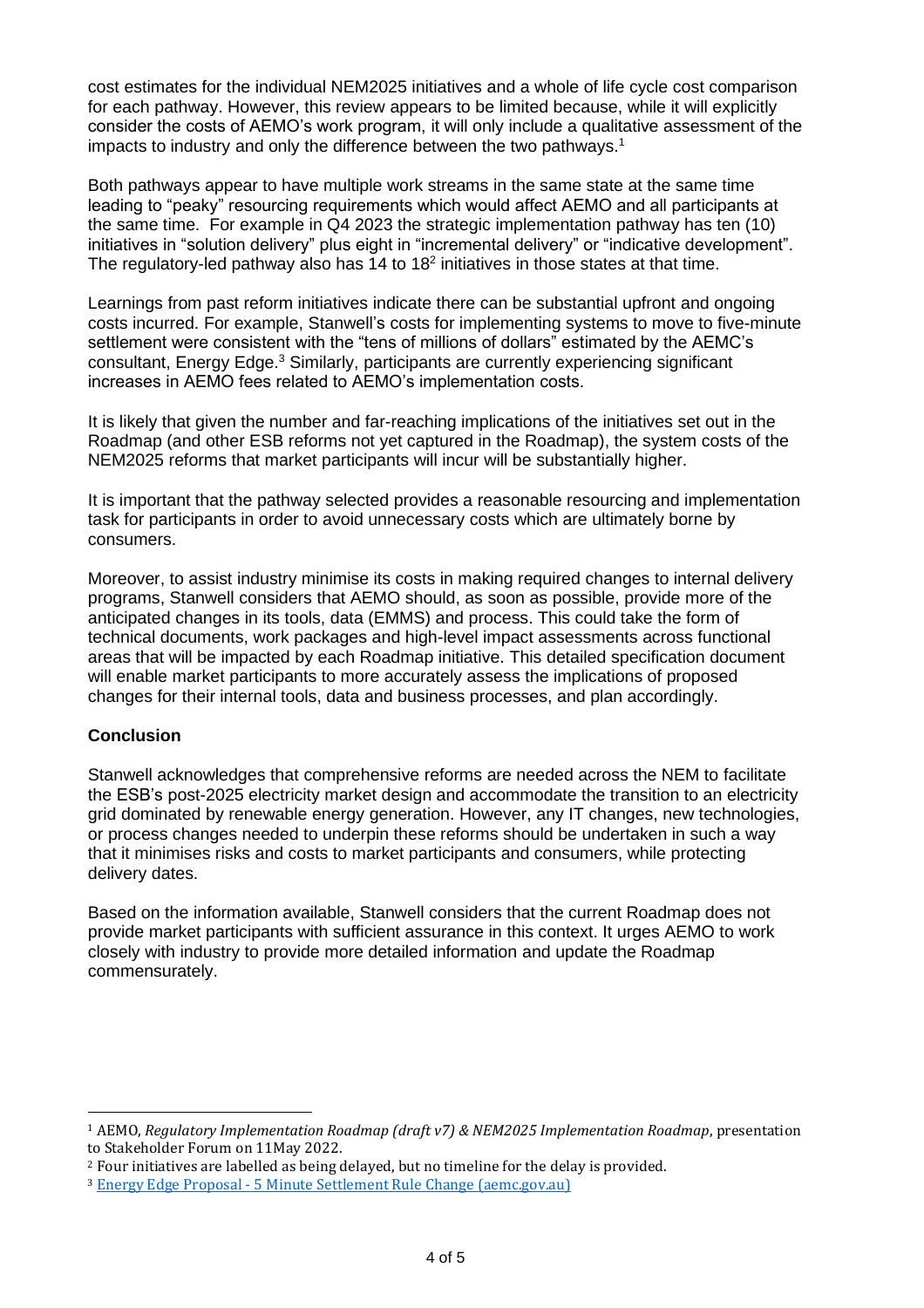cost estimates for the individual NEM2025 initiatives and a whole of life cycle cost comparison for each pathway. However, this review appears to be limited because, while it will explicitly consider the costs of AEMO's work program, it will only include a qualitative assessment of the impacts to industry and only the difference between the two pathways.[1]

Both pathways appear to have multiple work streams in the same state at the same time leading to "peaky" resourcing requirements which would affect AEMO and all participants at the same time. For example in Q4 2023 the strategic implementation pathway has ten (10) initiatives in "solution delivery" plus eight in "incremental delivery" or "indicative development". The regulatory-led pathway also has 14 to 18[2] initiatives in those states at that time.

Learnings from past reform initiatives indicate there can be substantial upfront and ongoing costs incurred. For example, Stanwell's costs for implementing systems to move to five-minute settlement were consistent with the "tens of millions of dollars" estimated by the AEMC's consultant, Energy Edge.[3] Similarly, participants are currently experiencing significant increases in AEMO fees related to AEMO's implementation costs.

It is likely that given the number and far-reaching implications of the initiatives set out in the Roadmap (and other ESB reforms not yet captured in the Roadmap), the system costs of the NEM2025 reforms that market participants will incur will be substantially higher.

It is important that the pathway selected provides a reasonable resourcing and implementation task for participants in order to avoid unnecessary costs which are ultimately borne by consumers.

Moreover, to assist industry minimise its costs in making required changes to internal delivery programs, Stanwell considers that AEMO should, as soon as possible, provide more of the anticipated changes in its tools, data (EMMS) and process. This could take the form of technical documents, work packages and high-level impact assessments across functional areas that will be impacted by each Roadmap initiative. This detailed specification document will enable market participants to more accurately assess the implications of proposed changes for their internal tools, data and business processes, and plan accordingly.

**Conclusion**

Stanwell acknowledges that comprehensive reforms are needed across the NEM to facilitate the ESB's post-2025 electricity market design and accommodate the transition to an electricity grid dominated by renewable energy generation. However, any IT changes, new technologies, or process changes needed to underpin these reforms should be undertaken in such a way that it minimises risks and costs to market participants and consumers, while protecting delivery dates.

Based on the information available, Stanwell considers that the current Roadmap does not provide market participants with sufficient assurance in this context. It urges AEMO to work closely with industry to provide more detailed information and update the Roadmap commensurately.

---

[1] AEMO, *Regulatory Implementation Roadmap (draft v7) & NEM2025 Implementation Roadmap*, presentation to Stakeholder Forum on 11May 2022.

[2] Four initiatives are labelled as being delayed, but no timeline for the delay is provided.

[3] Energy Edge Proposal - 5 Minute Settlement Rule Change (aemc.gov.au)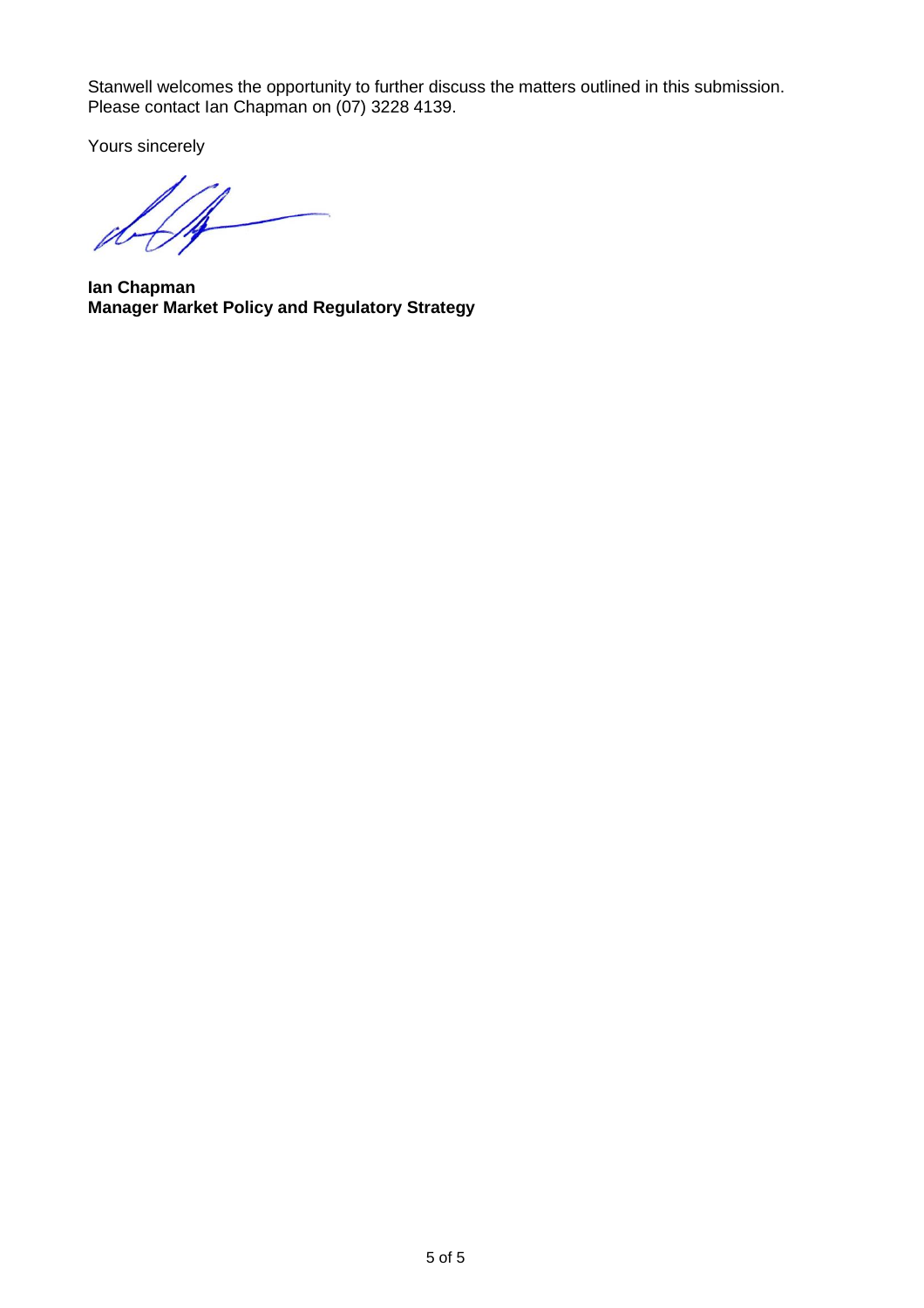Stanwell welcomes the opportunity to further discuss the matters outlined in this submission. Please contact Ian Chapman on (07) 3228 4139.

Yours sincerely

**Ian Chapman**
**Manager Market Policy and Regulatory Strategy**